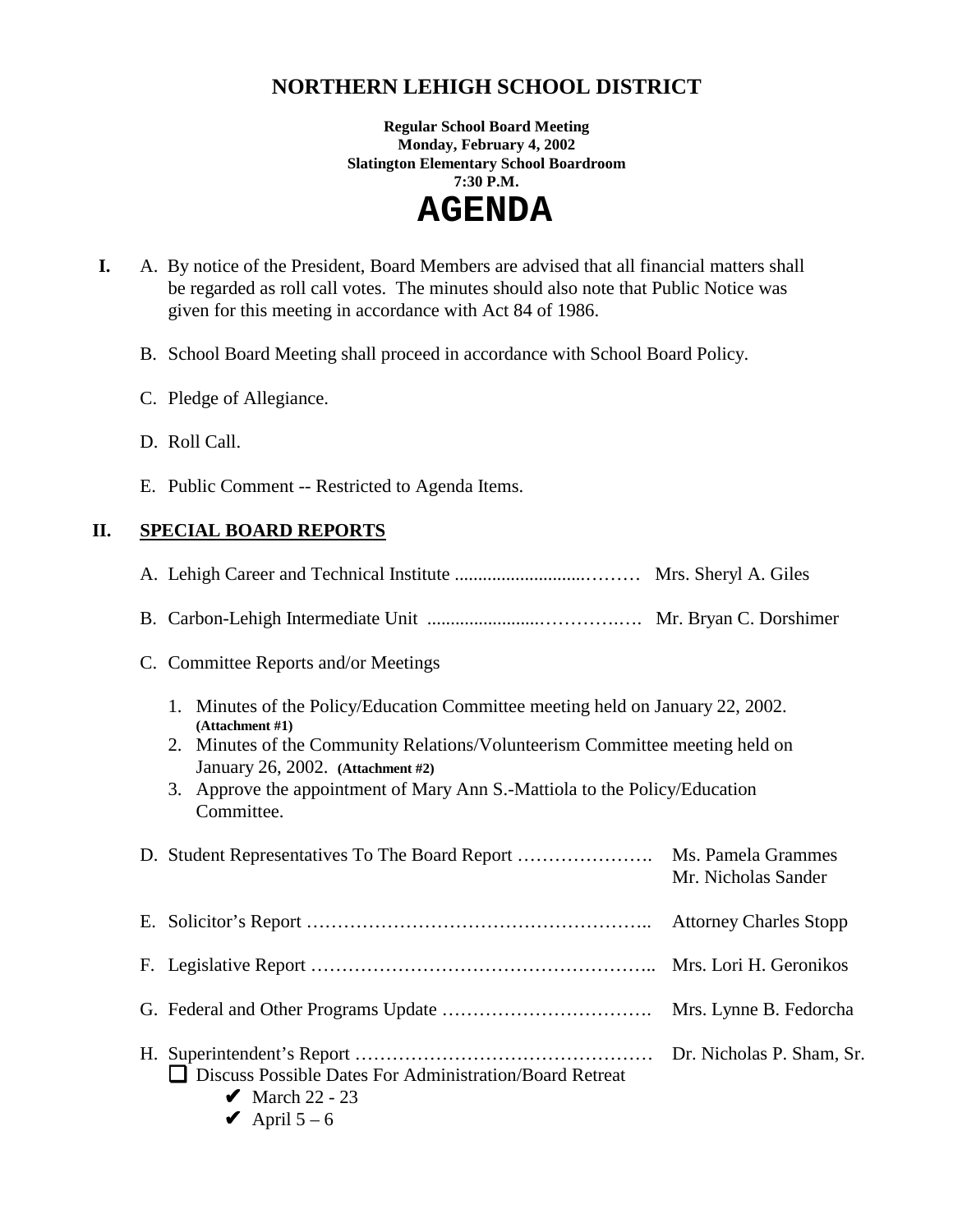# NORTHERN LEHIGH SCHOOL DISTRICT

**Regular School Board Meeting**
**Monday, February 4, 2002**
**Slatington Elementary School Boardroom**
**7:30 P.M.**

# AGENDA

**I.** A. By notice of the President, Board Members are advised that all financial matters shall be regarded as roll call votes. The minutes should also note that Public Notice was given for this meeting in accordance with Act 84 of 1986.

B. School Board Meeting shall proceed in accordance with School Board Policy.

C. Pledge of Allegiance.

D. Roll Call.

E. Public Comment -- Restricted to Agenda Items.

## II. SPECIAL BOARD REPORTS

A. Lehigh Career and Technical Institute ..................................... Mrs. Sheryl A. Giles

B. Carbon-Lehigh Intermediate Unit ..................................... Mr. Bryan C. Dorshimer

C. Committee Reports and/or Meetings

1. Minutes of the Policy/Education Committee meeting held on January 22, 2002. **(Attachment #1)**
2. Minutes of the Community Relations/Volunteerism Committee meeting held on January 26, 2002. **(Attachment #2)**
3. Approve the appointment of Mary Ann S.-Mattiola to the Policy/Education Committee.

D. Student Representatives To The Board Report …………………. Ms. Pamela Grammes
Mr. Nicholas Sander

E. Solicitor's Report ……………………………………………….. Attorney Charles Stopp

F. Legislative Report ……………………………………………….. Mrs. Lori H. Geronikos

G. Federal and Other Programs Update ……………………………. Mrs. Lynne B. Fedorcha

H. Superintendent's Report ………………………………………… Dr. Nicholas P. Sham, Sr.

- ❑ Discuss Possible Dates For Administration/Board Retreat
  - ✔ March 22 - 23
  - ✔ April 5 – 6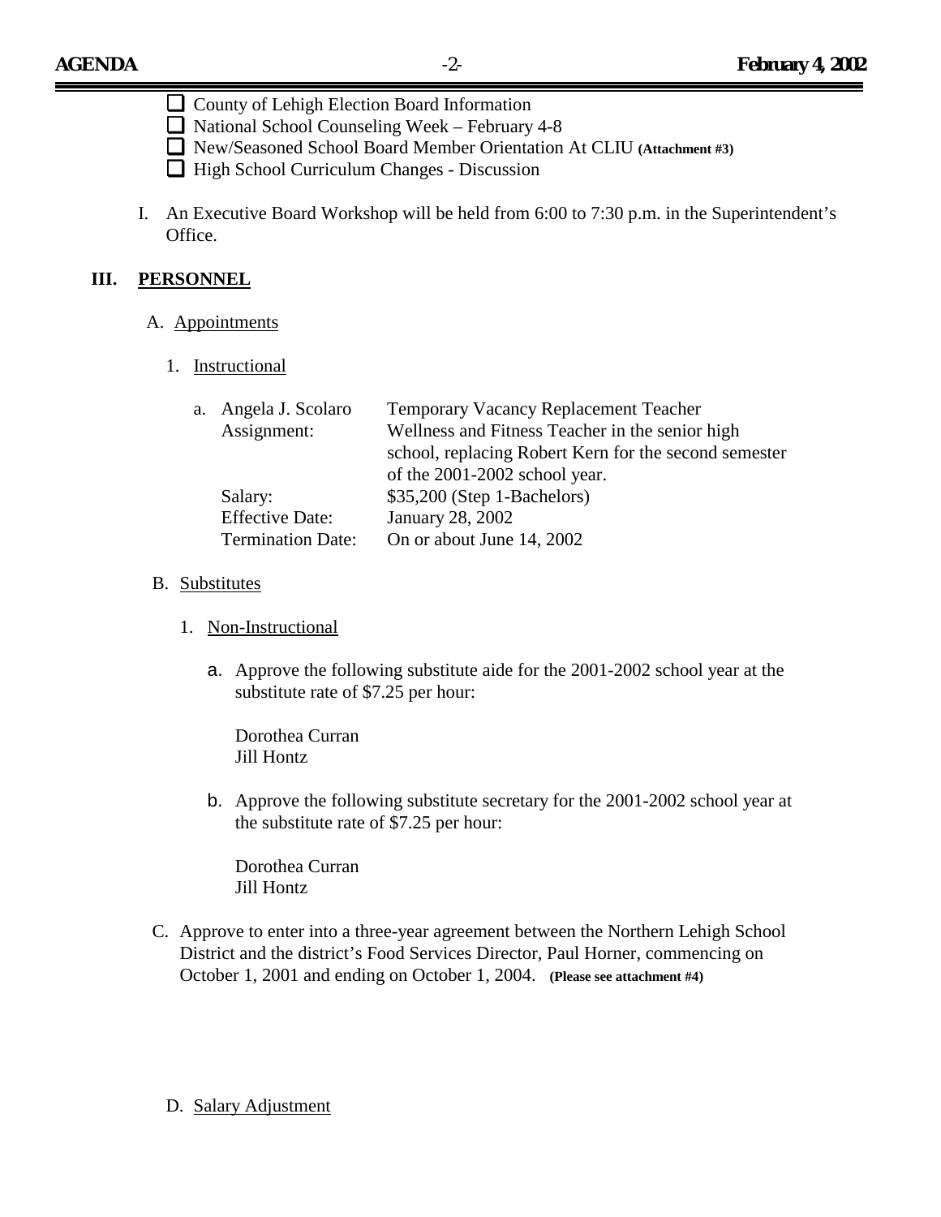- ☐ County of Lehigh Election Board Information
- ☐ National School Counseling Week – February 4-8
- ☐ New/Seasoned School Board Member Orientation At CLIU **(Attachment #3)**
- ☐ High School Curriculum Changes - Discussion

I. An Executive Board Workshop will be held from 6:00 to 7:30 p.m. in the Superintendent's Office.

## III. PERSONNEL

A. Appointments

1. Instructional

a. Angela J. Scolaro — Temporary Vacancy Replacement Teacher

| | |
|---|---|
| Assignment: | Wellness and Fitness Teacher in the senior high school, replacing Robert Kern for the second semester of the 2001-2002 school year. |
| Salary: | $35,200 (Step 1-Bachelors) |
| Effective Date: | January 28, 2002 |
| Termination Date: | On or about June 14, 2002 |

B. Substitutes

1. Non-Instructional

a. Approve the following substitute aide for the 2001-2002 school year at the substitute rate of $7.25 per hour:

Dorothea Curran
Jill Hontz

b. Approve the following substitute secretary for the 2001-2002 school year at the substitute rate of $7.25 per hour:

Dorothea Curran
Jill Hontz

C. Approve to enter into a three-year agreement between the Northern Lehigh School District and the district's Food Services Director, Paul Horner, commencing on October 1, 2001 and ending on October 1, 2004. **(Please see attachment #4)**

D. Salary Adjustment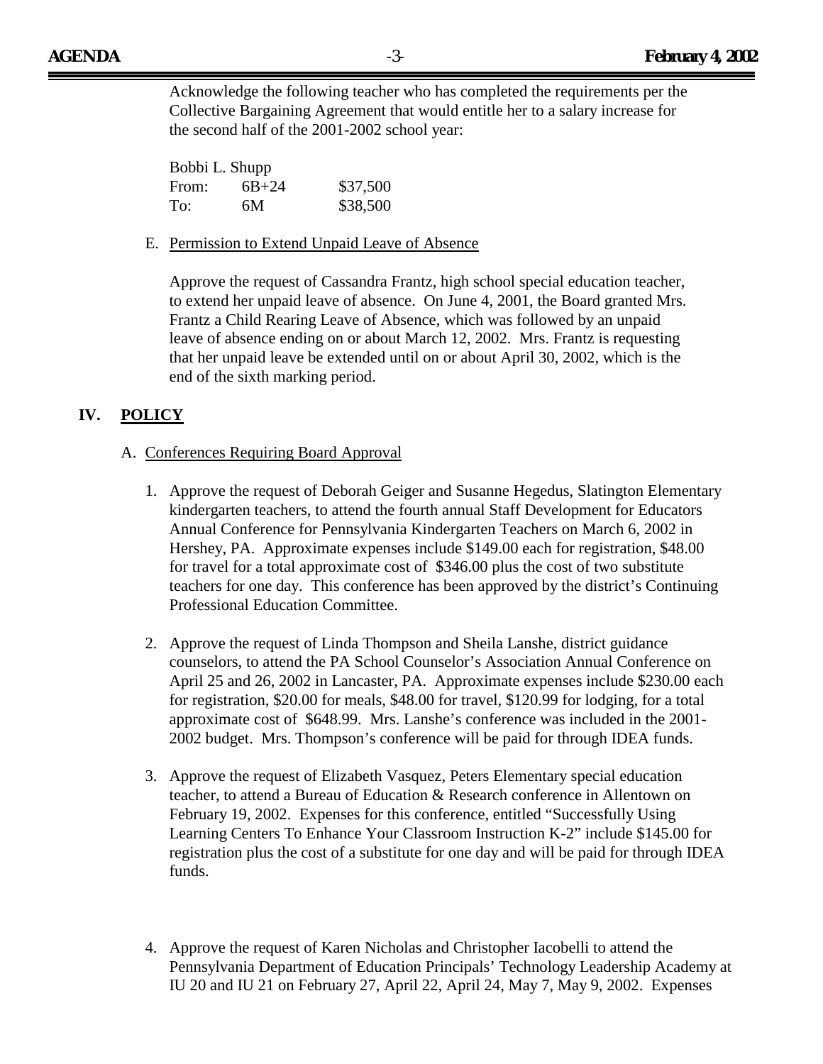Acknowledge the following teacher who has completed the requirements per the Collective Bargaining Agreement that would entitle her to a salary increase for the second half of the 2001-2002 school year:

Bobbi L. Shupp

| | | |
|---|---|---|
| From: | 6B+24 | $37,500 |
| To: | 6M | $38,500 |

E. Permission to Extend Unpaid Leave of Absence

Approve the request of Cassandra Frantz, high school special education teacher, to extend her unpaid leave of absence. On June 4, 2001, the Board granted Mrs. Frantz a Child Rearing Leave of Absence, which was followed by an unpaid leave of absence ending on or about March 12, 2002. Mrs. Frantz is requesting that her unpaid leave be extended until on or about April 30, 2002, which is the end of the sixth marking period.

## IV. POLICY

A. Conferences Requiring Board Approval

1. Approve the request of Deborah Geiger and Susanne Hegedus, Slatington Elementary kindergarten teachers, to attend the fourth annual Staff Development for Educators Annual Conference for Pennsylvania Kindergarten Teachers on March 6, 2002 in Hershey, PA. Approximate expenses include $149.00 each for registration, $48.00 for travel for a total approximate cost of $346.00 plus the cost of two substitute teachers for one day. This conference has been approved by the district's Continuing Professional Education Committee.

2. Approve the request of Linda Thompson and Sheila Lanshe, district guidance counselors, to attend the PA School Counselor's Association Annual Conference on April 25 and 26, 2002 in Lancaster, PA. Approximate expenses include $230.00 each for registration, $20.00 for meals, $48.00 for travel, $120.99 for lodging, for a total approximate cost of $648.99. Mrs. Lanshe's conference was included in the 2001-2002 budget. Mrs. Thompson's conference will be paid for through IDEA funds.

3. Approve the request of Elizabeth Vasquez, Peters Elementary special education teacher, to attend a Bureau of Education & Research conference in Allentown on February 19, 2002. Expenses for this conference, entitled "Successfully Using Learning Centers To Enhance Your Classroom Instruction K-2" include $145.00 for registration plus the cost of a substitute for one day and will be paid for through IDEA funds.

4. Approve the request of Karen Nicholas and Christopher Iacobelli to attend the Pennsylvania Department of Education Principals' Technology Leadership Academy at IU 20 and IU 21 on February 27, April 22, April 24, May 7, May 9, 2002. Expenses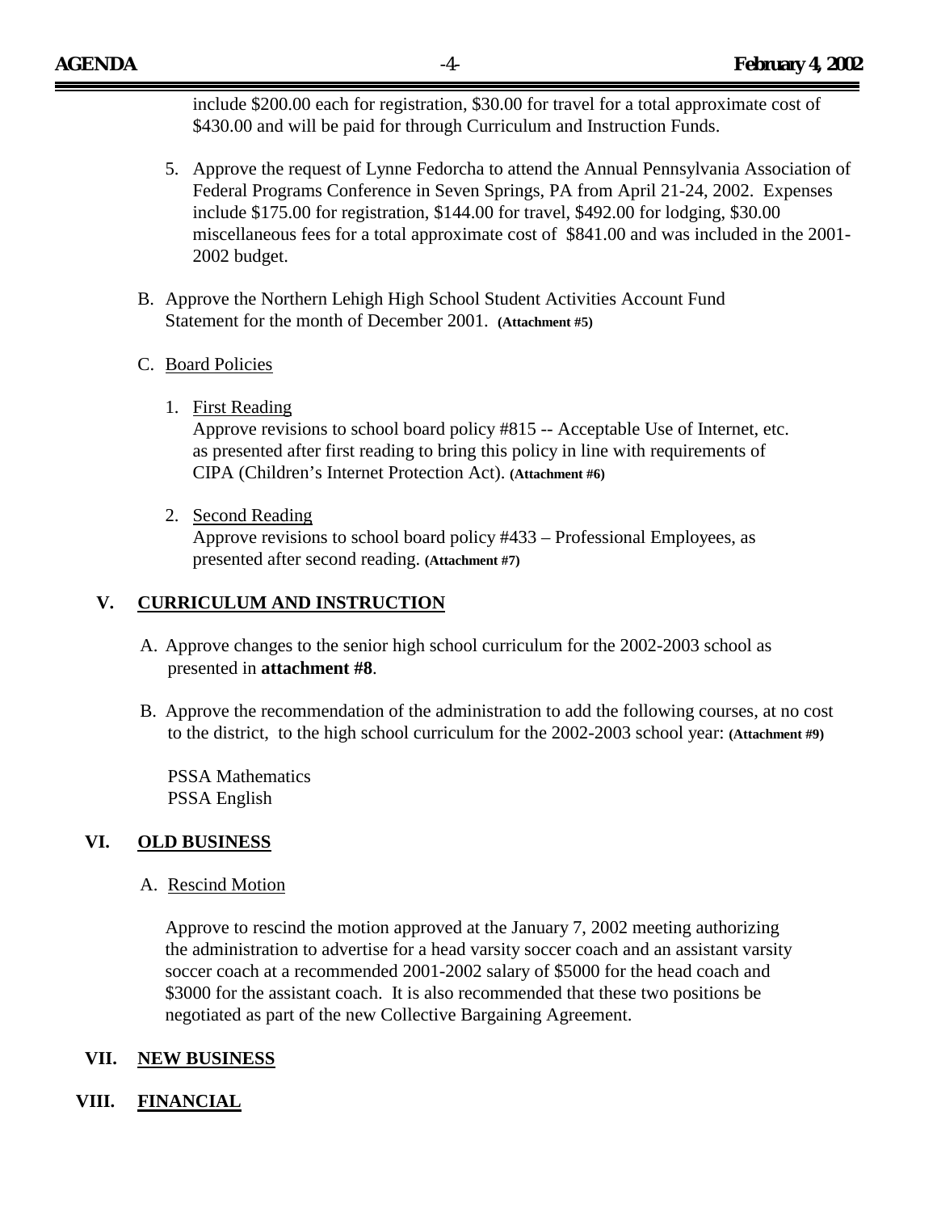include $200.00 each for registration, $30.00 for travel for a total approximate cost of $430.00 and will be paid for through Curriculum and Instruction Funds.

5. Approve the request of Lynne Fedorcha to attend the Annual Pennsylvania Association of Federal Programs Conference in Seven Springs, PA from April 21-24, 2002. Expenses include $175.00 for registration, $144.00 for travel, $492.00 for lodging, $30.00 miscellaneous fees for a total approximate cost of $841.00 and was included in the 2001-2002 budget.

B. Approve the Northern Lehigh High School Student Activities Account Fund Statement for the month of December 2001. **(Attachment #5)**

C. Board Policies

1. First Reading
   Approve revisions to school board policy #815 -- Acceptable Use of Internet, etc. as presented after first reading to bring this policy in line with requirements of CIPA (Children's Internet Protection Act). **(Attachment #6)**

2. Second Reading
   Approve revisions to school board policy #433 – Professional Employees, as presented after second reading. **(Attachment #7)**

## V. CURRICULUM AND INSTRUCTION

A. Approve changes to the senior high school curriculum for the 2002-2003 school as presented in **attachment #8**.

B. Approve the recommendation of the administration to add the following courses, at no cost to the district, to the high school curriculum for the 2002-2003 school year: **(Attachment #9)**

PSSA Mathematics
PSSA English

## VI. OLD BUSINESS

A. Rescind Motion

Approve to rescind the motion approved at the January 7, 2002 meeting authorizing the administration to advertise for a head varsity soccer coach and an assistant varsity soccer coach at a recommended 2001-2002 salary of $5000 for the head coach and $3000 for the assistant coach. It is also recommended that these two positions be negotiated as part of the new Collective Bargaining Agreement.

## VII. NEW BUSINESS

## VIII. FINANCIAL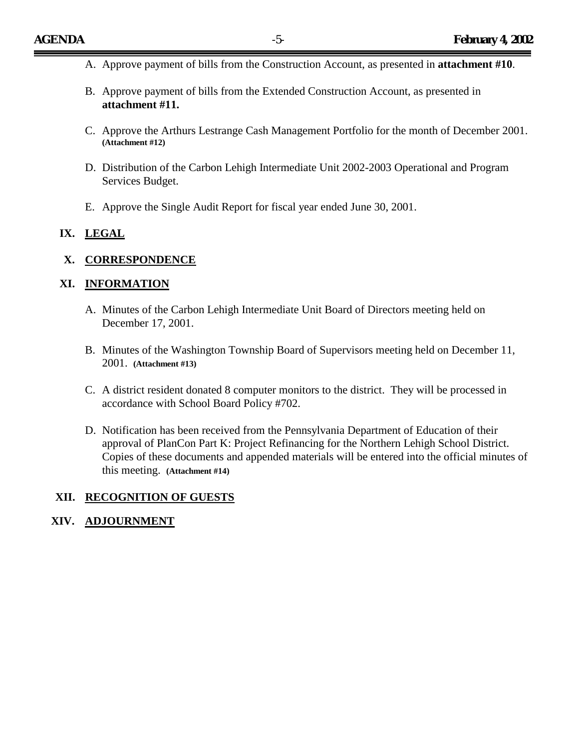A. Approve payment of bills from the Construction Account, as presented in **attachment #10**.

B. Approve payment of bills from the Extended Construction Account, as presented in **attachment #11.**

C. Approve the Arthurs Lestrange Cash Management Portfolio for the month of December 2001. **(Attachment #12)**

D. Distribution of the Carbon Lehigh Intermediate Unit 2002-2003 Operational and Program Services Budget.

E. Approve the Single Audit Report for fiscal year ended June 30, 2001.

## IX. LEGAL

## X. CORRESPONDENCE

## XI. INFORMATION

A. Minutes of the Carbon Lehigh Intermediate Unit Board of Directors meeting held on December 17, 2001.

B. Minutes of the Washington Township Board of Supervisors meeting held on December 11, 2001. **(Attachment #13)**

C. A district resident donated 8 computer monitors to the district. They will be processed in accordance with School Board Policy #702.

D. Notification has been received from the Pennsylvania Department of Education of their approval of PlanCon Part K: Project Refinancing for the Northern Lehigh School District. Copies of these documents and appended materials will be entered into the official minutes of this meeting. **(Attachment #14)**

## XII. RECOGNITION OF GUESTS

## XIV. ADJOURNMENT